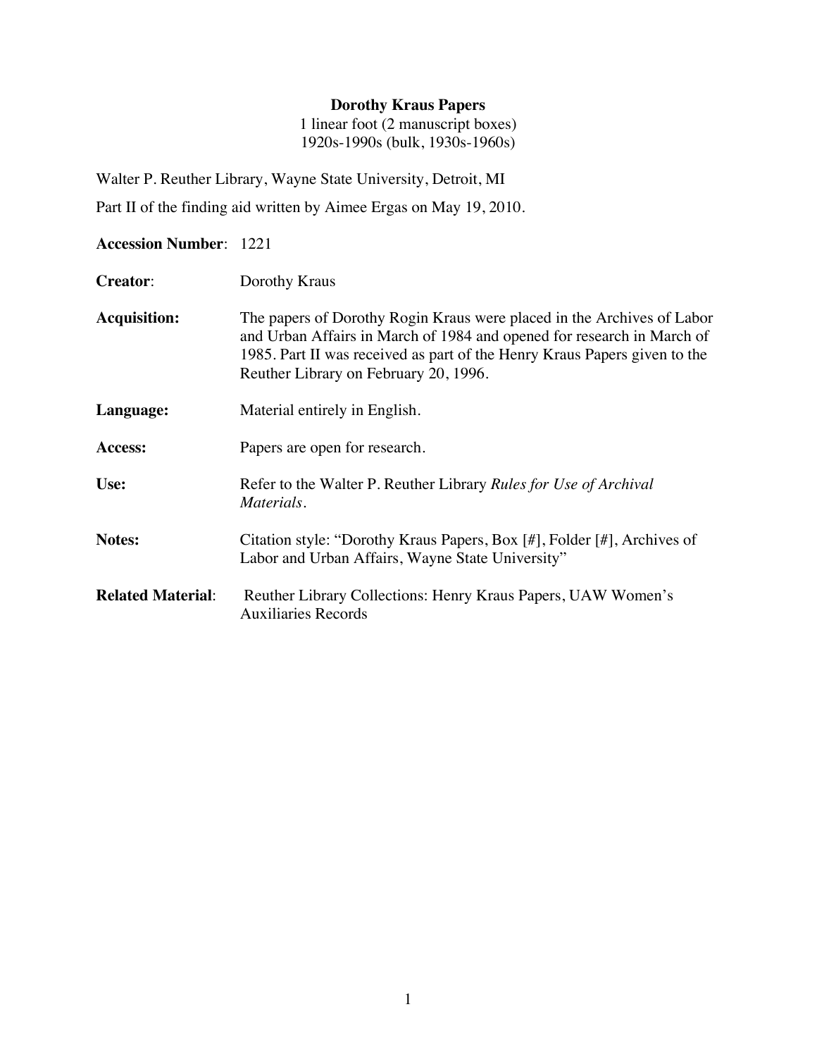# Dorothy Kraus Papers

1 linear foot (2 manuscript boxes)
1920s-1990s (bulk, 1930s-1960s)

Walter P. Reuther Library, Wayne State University, Detroit, MI

Part II of the finding aid written by Aimee Ergas on May 19, 2010.

**Accession Number**: 1221

**Creator**: Dorothy Kraus

**Acquisition:** The papers of Dorothy Rogin Kraus were placed in the Archives of Labor and Urban Affairs in March of 1984 and opened for research in March of 1985. Part II was received as part of the Henry Kraus Papers given to the Reuther Library on February 20, 1996.

**Language:** Material entirely in English.

**Access:** Papers are open for research.

**Use:** Refer to the Walter P. Reuther Library *Rules for Use of Archival Materials*.

**Notes:** Citation style: "Dorothy Kraus Papers, Box [#], Folder [#], Archives of Labor and Urban Affairs, Wayne State University"

**Related Material**: Reuther Library Collections: Henry Kraus Papers, UAW Women's Auxiliaries Records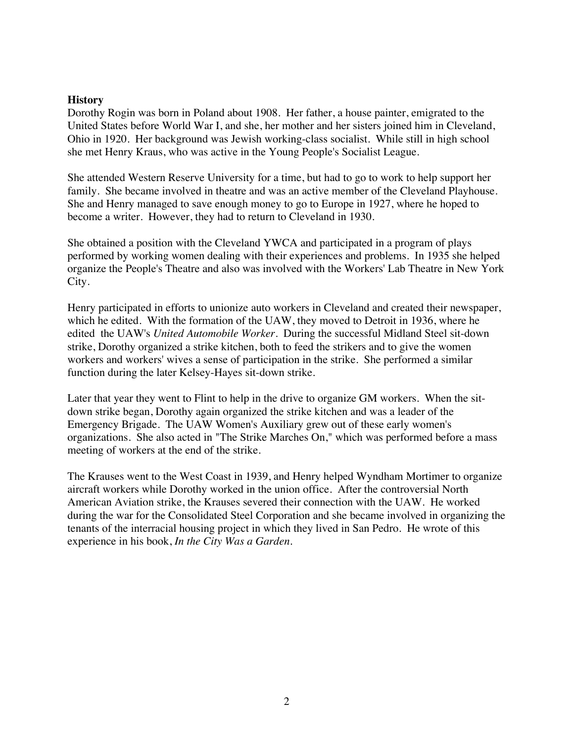## History

Dorothy Rogin was born in Poland about 1908. Her father, a house painter, emigrated to the United States before World War I, and she, her mother and her sisters joined him in Cleveland, Ohio in 1920. Her background was Jewish working-class socialist. While still in high school she met Henry Kraus, who was active in the Young People's Socialist League.

She attended Western Reserve University for a time, but had to go to work to help support her family. She became involved in theatre and was an active member of the Cleveland Playhouse. She and Henry managed to save enough money to go to Europe in 1927, where he hoped to become a writer. However, they had to return to Cleveland in 1930.

She obtained a position with the Cleveland YWCA and participated in a program of plays performed by working women dealing with their experiences and problems. In 1935 she helped organize the People's Theatre and also was involved with the Workers' Lab Theatre in New York City.

Henry participated in efforts to unionize auto workers in Cleveland and created their newspaper, which he edited. With the formation of the UAW, they moved to Detroit in 1936, where he edited the UAW's *United Automobile Worker*. During the successful Midland Steel sit-down strike, Dorothy organized a strike kitchen, both to feed the strikers and to give the women workers and workers' wives a sense of participation in the strike. She performed a similar function during the later Kelsey-Hayes sit-down strike.

Later that year they went to Flint to help in the drive to organize GM workers. When the sit-down strike began, Dorothy again organized the strike kitchen and was a leader of the Emergency Brigade. The UAW Women's Auxiliary grew out of these early women's organizations. She also acted in "The Strike Marches On," which was performed before a mass meeting of workers at the end of the strike.

The Krauses went to the West Coast in 1939, and Henry helped Wyndham Mortimer to organize aircraft workers while Dorothy worked in the union office. After the controversial North American Aviation strike, the Krauses severed their connection with the UAW. He worked during the war for the Consolidated Steel Corporation and she became involved in organizing the tenants of the interracial housing project in which they lived in San Pedro. He wrote of this experience in his book, *In the City Was a Garden*.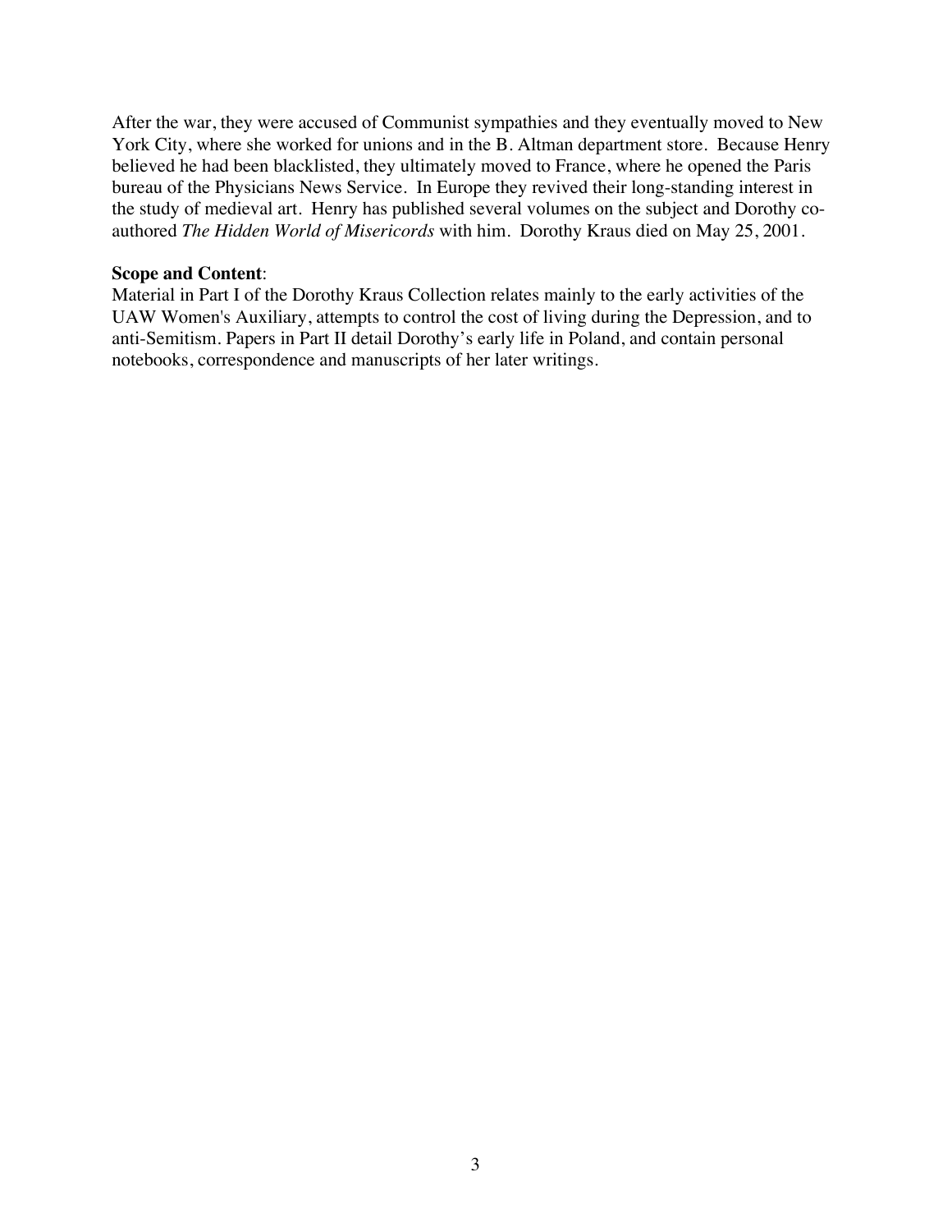After the war, they were accused of Communist sympathies and they eventually moved to New York City, where she worked for unions and in the B. Altman department store. Because Henry believed he had been blacklisted, they ultimately moved to France, where he opened the Paris bureau of the Physicians News Service. In Europe they revived their long-standing interest in the study of medieval art. Henry has published several volumes on the subject and Dorothy co-authored *The Hidden World of Misericords* with him. Dorothy Kraus died on May 25, 2001.

**Scope and Content**:
Material in Part I of the Dorothy Kraus Collection relates mainly to the early activities of the UAW Women's Auxiliary, attempts to control the cost of living during the Depression, and to anti-Semitism. Papers in Part II detail Dorothy's early life in Poland, and contain personal notebooks, correspondence and manuscripts of her later writings.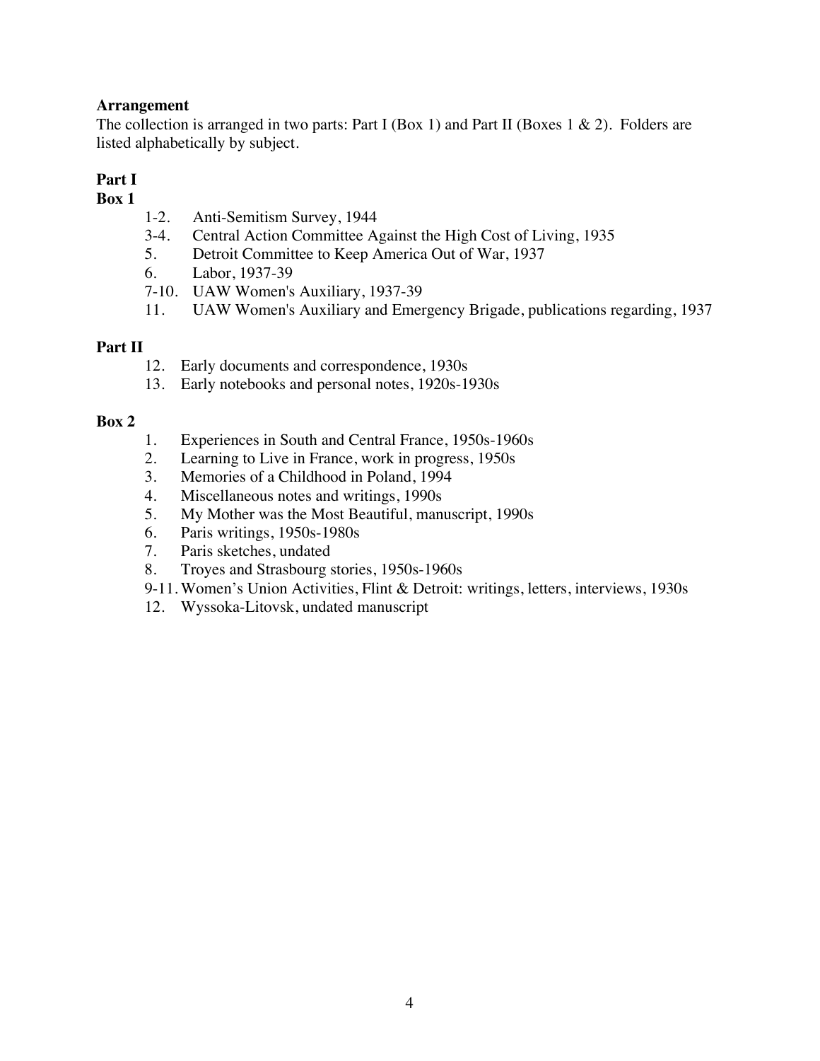**Arrangement**

The collection is arranged in two parts: Part I (Box 1) and Part II (Boxes 1 & 2). Folders are listed alphabetically by subject.

**Part I**

**Box 1**

- 1-2. Anti-Semitism Survey, 1944
- 3-4. Central Action Committee Against the High Cost of Living, 1935
- 5. Detroit Committee to Keep America Out of War, 1937
- 6. Labor, 1937-39
- 7-10. UAW Women's Auxiliary, 1937-39
- 11. UAW Women's Auxiliary and Emergency Brigade, publications regarding, 1937

**Part II**

- 12. Early documents and correspondence, 1930s
- 13. Early notebooks and personal notes, 1920s-1930s

**Box 2**

- 1. Experiences in South and Central France, 1950s-1960s
- 2. Learning to Live in France, work in progress, 1950s
- 3. Memories of a Childhood in Poland, 1994
- 4. Miscellaneous notes and writings, 1990s
- 5. My Mother was the Most Beautiful, manuscript, 1990s
- 6. Paris writings, 1950s-1980s
- 7. Paris sketches, undated
- 8. Troyes and Strasbourg stories, 1950s-1960s
- 9-11. Women's Union Activities, Flint & Detroit: writings, letters, interviews, 1930s
- 12. Wyssoka-Litovsk, undated manuscript